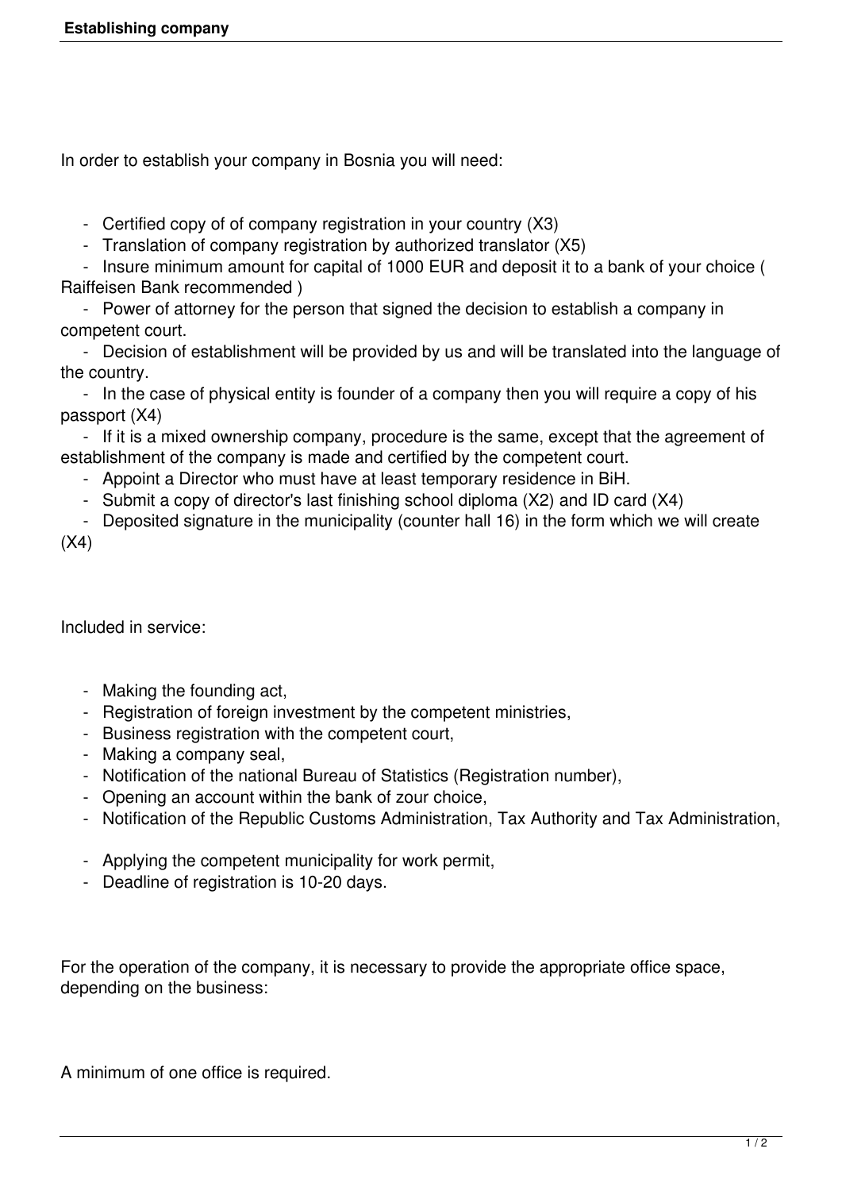In order to establish your company in Bosnia you will need:

- Certified copy of of company registration in your country (X3)
- Translation of company registration by authorized translator (X5)
- Insure minimum amount for capital of 1000 EUR and deposit it to a bank of your choice ( Raiffeisen Bank recommended )
- Power of attorney for the person that signed the decision to establish a company in competent court.
- Decision of establishment will be provided by us and will be translated into the language of the country.
- In the case of physical entity is founder of a company then you will require a copy of his passport (X4)
- If it is a mixed ownership company, procedure is the same, except that the agreement of establishment of the company is made and certified by the competent court.
- Appoint a Director who must have at least temporary residence in BiH.
- Submit a copy of director's last finishing school diploma (X2) and ID card (X4)
- Deposited signature in the municipality (counter hall 16) in the form which we will create (X4)

Included in service:

- Making the founding act,
- Registration of foreign investment by the competent ministries,
- Business registration with the competent court,
- Making a company seal,
- Notification of the national Bureau of Statistics (Registration number),
- Opening an account within the bank of zour choice,
- Notification of the Republic Customs Administration, Tax Authority and Tax Administration,
- Applying the competent municipality for work permit,
- Deadline of registration is 10-20 days.

For the operation of the company, it is necessary to provide the appropriate office space, depending on the business:

A minimum of one office is required.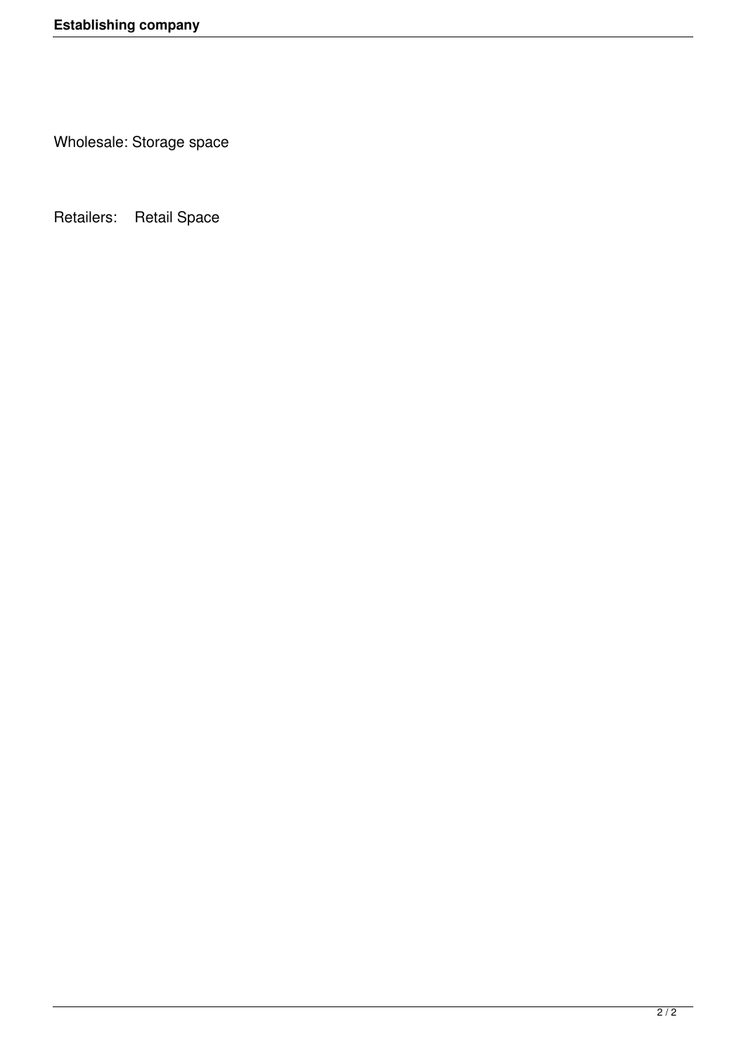Wholesale: Storage space

Retailers: Retail Space